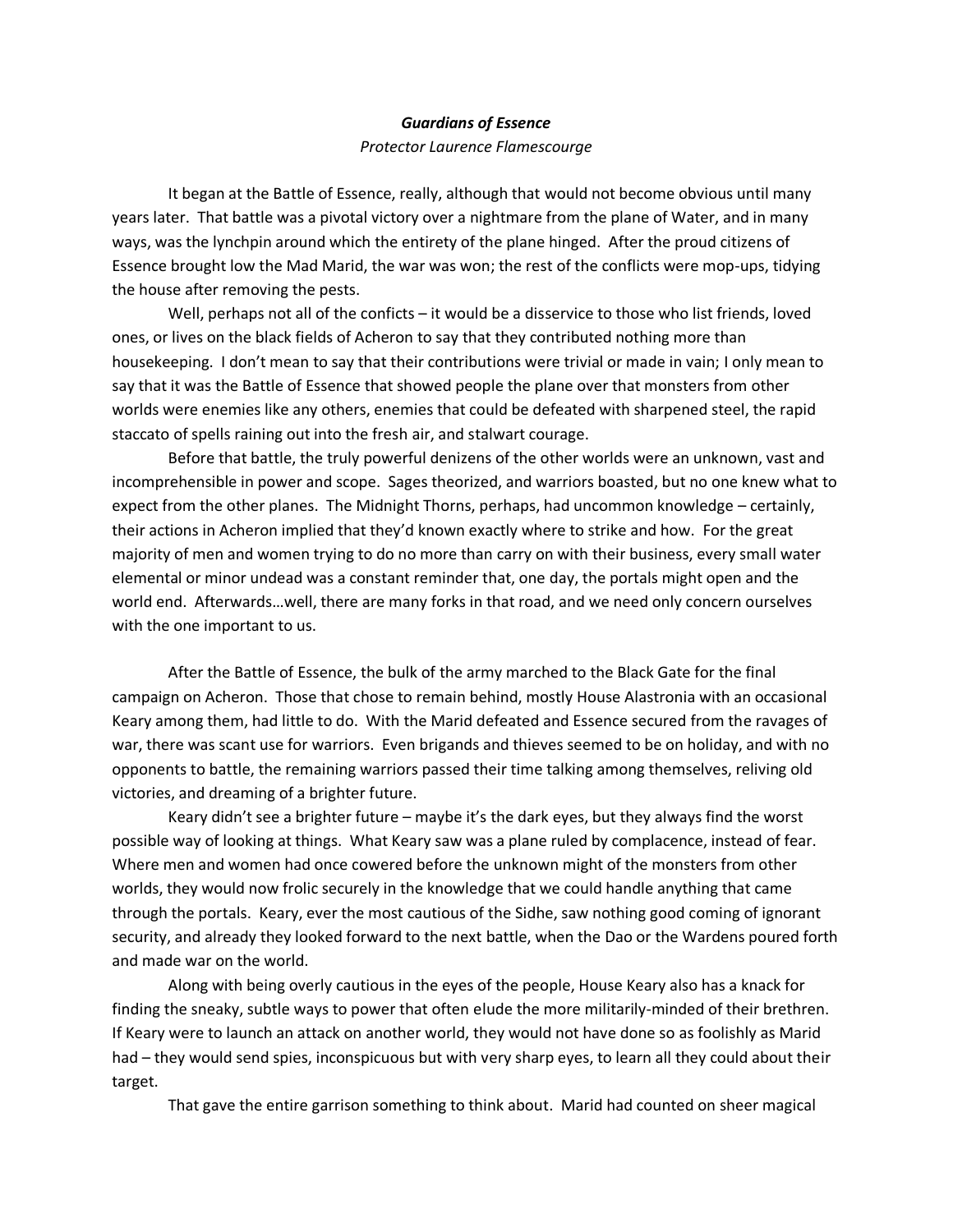***Guardians of Essence***

*Protector Laurence Flamescourge*

It began at the Battle of Essence, really, although that would not become obvious until many years later. That battle was a pivotal victory over a nightmare from the plane of Water, and in many ways, was the lynchpin around which the entirety of the plane hinged. After the proud citizens of Essence brought low the Mad Marid, the war was won; the rest of the conflicts were mop-ups, tidying the house after removing the pests.

Well, perhaps not all of the conficts – it would be a disservice to those who list friends, loved ones, or lives on the black fields of Acheron to say that they contributed nothing more than housekeeping. I don't mean to say that their contributions were trivial or made in vain; I only mean to say that it was the Battle of Essence that showed people the plane over that monsters from other worlds were enemies like any others, enemies that could be defeated with sharpened steel, the rapid staccato of spells raining out into the fresh air, and stalwart courage.

Before that battle, the truly powerful denizens of the other worlds were an unknown, vast and incomprehensible in power and scope. Sages theorized, and warriors boasted, but no one knew what to expect from the other planes. The Midnight Thorns, perhaps, had uncommon knowledge – certainly, their actions in Acheron implied that they'd known exactly where to strike and how. For the great majority of men and women trying to do no more than carry on with their business, every small water elemental or minor undead was a constant reminder that, one day, the portals might open and the world end. Afterwards…well, there are many forks in that road, and we need only concern ourselves with the one important to us.

After the Battle of Essence, the bulk of the army marched to the Black Gate for the final campaign on Acheron. Those that chose to remain behind, mostly House Alastronia with an occasional Keary among them, had little to do. With the Marid defeated and Essence secured from the ravages of war, there was scant use for warriors. Even brigands and thieves seemed to be on holiday, and with no opponents to battle, the remaining warriors passed their time talking among themselves, reliving old victories, and dreaming of a brighter future.

Keary didn't see a brighter future – maybe it's the dark eyes, but they always find the worst possible way of looking at things. What Keary saw was a plane ruled by complacence, instead of fear. Where men and women had once cowered before the unknown might of the monsters from other worlds, they would now frolic securely in the knowledge that we could handle anything that came through the portals. Keary, ever the most cautious of the Sidhe, saw nothing good coming of ignorant security, and already they looked forward to the next battle, when the Dao or the Wardens poured forth and made war on the world.

Along with being overly cautious in the eyes of the people, House Keary also has a knack for finding the sneaky, subtle ways to power that often elude the more militarily-minded of their brethren. If Keary were to launch an attack on another world, they would not have done so as foolishly as Marid had – they would send spies, inconspicuous but with very sharp eyes, to learn all they could about their target.

That gave the entire garrison something to think about. Marid had counted on sheer magical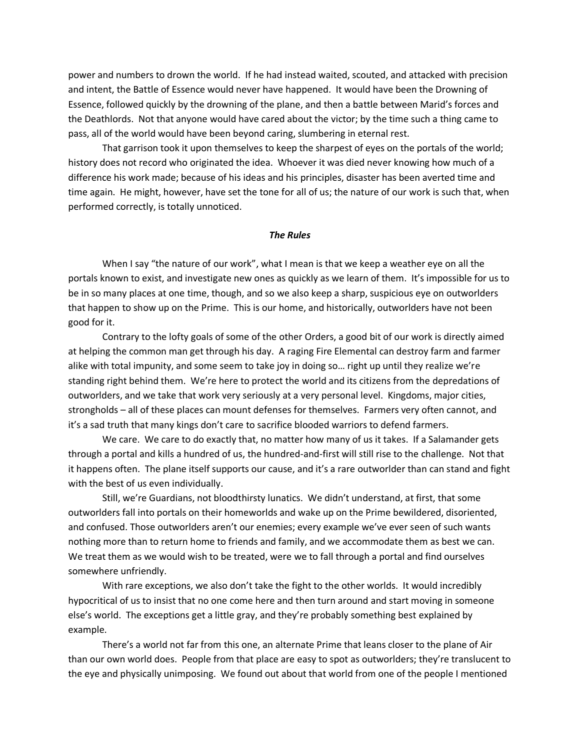power and numbers to drown the world. If he had instead waited, scouted, and attacked with precision and intent, the Battle of Essence would never have happened. It would have been the Drowning of Essence, followed quickly by the drowning of the plane, and then a battle between Marid's forces and the Deathlords. Not that anyone would have cared about the victor; by the time such a thing came to pass, all of the world would have been beyond caring, slumbering in eternal rest.

That garrison took it upon themselves to keep the sharpest of eyes on the portals of the world; history does not record who originated the idea. Whoever it was died never knowing how much of a difference his work made; because of his ideas and his principles, disaster has been averted time and time again. He might, however, have set the tone for all of us; the nature of our work is such that, when performed correctly, is totally unnoticed.

### ***The Rules***

When I say "the nature of our work", what I mean is that we keep a weather eye on all the portals known to exist, and investigate new ones as quickly as we learn of them. It's impossible for us to be in so many places at one time, though, and so we also keep a sharp, suspicious eye on outworlders that happen to show up on the Prime. This is our home, and historically, outworlders have not been good for it.

Contrary to the lofty goals of some of the other Orders, a good bit of our work is directly aimed at helping the common man get through his day. A raging Fire Elemental can destroy farm and farmer alike with total impunity, and some seem to take joy in doing so… right up until they realize we're standing right behind them. We're here to protect the world and its citizens from the depredations of outworlders, and we take that work very seriously at a very personal level. Kingdoms, major cities, strongholds – all of these places can mount defenses for themselves. Farmers very often cannot, and it's a sad truth that many kings don't care to sacrifice blooded warriors to defend farmers.

We care. We care to do exactly that, no matter how many of us it takes. If a Salamander gets through a portal and kills a hundred of us, the hundred-and-first will still rise to the challenge. Not that it happens often. The plane itself supports our cause, and it's a rare outworlder than can stand and fight with the best of us even individually.

Still, we're Guardians, not bloodthirsty lunatics. We didn't understand, at first, that some outworlders fall into portals on their homeworlds and wake up on the Prime bewildered, disoriented, and confused. Those outworlders aren't our enemies; every example we've ever seen of such wants nothing more than to return home to friends and family, and we accommodate them as best we can. We treat them as we would wish to be treated, were we to fall through a portal and find ourselves somewhere unfriendly.

With rare exceptions, we also don't take the fight to the other worlds. It would incredibly hypocritical of us to insist that no one come here and then turn around and start moving in someone else's world. The exceptions get a little gray, and they're probably something best explained by example.

There's a world not far from this one, an alternate Prime that leans closer to the plane of Air than our own world does. People from that place are easy to spot as outworlders; they're translucent to the eye and physically unimposing. We found out about that world from one of the people I mentioned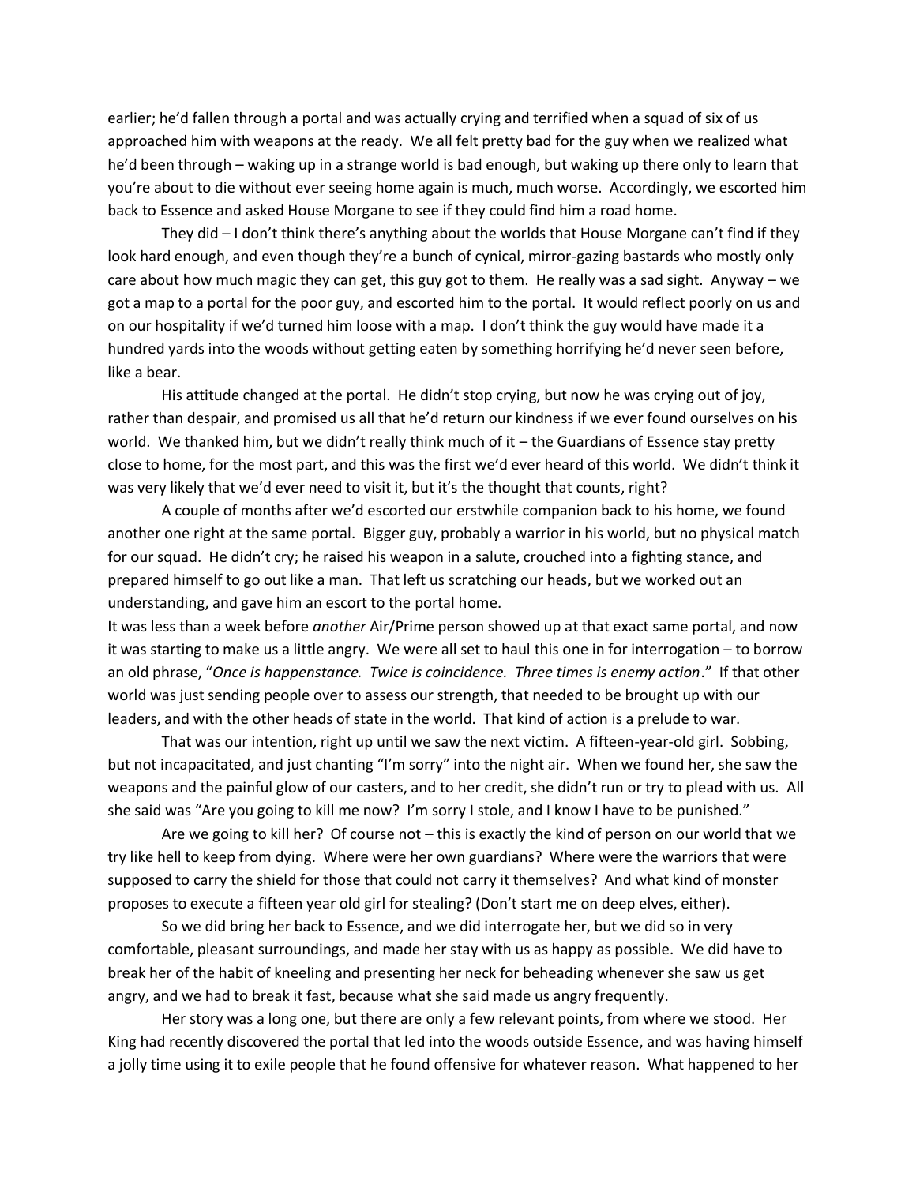earlier; he'd fallen through a portal and was actually crying and terrified when a squad of six of us approached him with weapons at the ready. We all felt pretty bad for the guy when we realized what he'd been through – waking up in a strange world is bad enough, but waking up there only to learn that you're about to die without ever seeing home again is much, much worse. Accordingly, we escorted him back to Essence and asked House Morgane to see if they could find him a road home.

They did – I don't think there's anything about the worlds that House Morgane can't find if they look hard enough, and even though they're a bunch of cynical, mirror-gazing bastards who mostly only care about how much magic they can get, this guy got to them. He really was a sad sight. Anyway – we got a map to a portal for the poor guy, and escorted him to the portal. It would reflect poorly on us and on our hospitality if we'd turned him loose with a map. I don't think the guy would have made it a hundred yards into the woods without getting eaten by something horrifying he'd never seen before, like a bear.

His attitude changed at the portal. He didn't stop crying, but now he was crying out of joy, rather than despair, and promised us all that he'd return our kindness if we ever found ourselves on his world. We thanked him, but we didn't really think much of it – the Guardians of Essence stay pretty close to home, for the most part, and this was the first we'd ever heard of this world. We didn't think it was very likely that we'd ever need to visit it, but it's the thought that counts, right?

A couple of months after we'd escorted our erstwhile companion back to his home, we found another one right at the same portal. Bigger guy, probably a warrior in his world, but no physical match for our squad. He didn't cry; he raised his weapon in a salute, crouched into a fighting stance, and prepared himself to go out like a man. That left us scratching our heads, but we worked out an understanding, and gave him an escort to the portal home.

It was less than a week before *another* Air/Prime person showed up at that exact same portal, and now it was starting to make us a little angry. We were all set to haul this one in for interrogation – to borrow an old phrase, "*Once is happenstance. Twice is coincidence. Three times is enemy action*." If that other world was just sending people over to assess our strength, that needed to be brought up with our leaders, and with the other heads of state in the world. That kind of action is a prelude to war.

That was our intention, right up until we saw the next victim. A fifteen-year-old girl. Sobbing, but not incapacitated, and just chanting "I'm sorry" into the night air. When we found her, she saw the weapons and the painful glow of our casters, and to her credit, she didn't run or try to plead with us. All she said was "Are you going to kill me now? I'm sorry I stole, and I know I have to be punished."

Are we going to kill her? Of course not – this is exactly the kind of person on our world that we try like hell to keep from dying. Where were her own guardians? Where were the warriors that were supposed to carry the shield for those that could not carry it themselves? And what kind of monster proposes to execute a fifteen year old girl for stealing? (Don't start me on deep elves, either).

So we did bring her back to Essence, and we did interrogate her, but we did so in very comfortable, pleasant surroundings, and made her stay with us as happy as possible. We did have to break her of the habit of kneeling and presenting her neck for beheading whenever she saw us get angry, and we had to break it fast, because what she said made us angry frequently.

Her story was a long one, but there are only a few relevant points, from where we stood. Her King had recently discovered the portal that led into the woods outside Essence, and was having himself a jolly time using it to exile people that he found offensive for whatever reason. What happened to her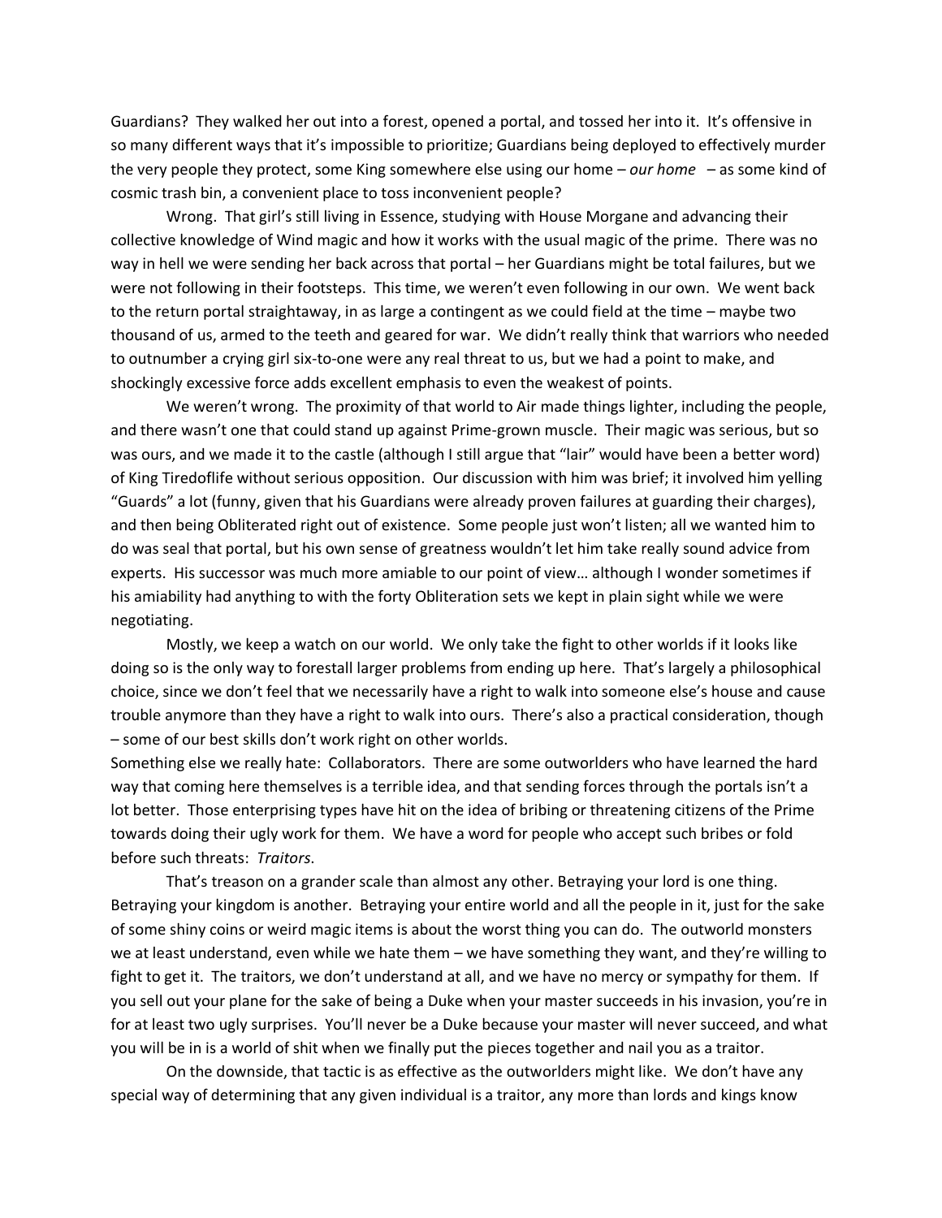Guardians? They walked her out into a forest, opened a portal, and tossed her into it. It's offensive in so many different ways that it's impossible to prioritize; Guardians being deployed to effectively murder the very people they protect, some King somewhere else using our home – *our home* – as some kind of cosmic trash bin, a convenient place to toss inconvenient people?

Wrong. That girl's still living in Essence, studying with House Morgane and advancing their collective knowledge of Wind magic and how it works with the usual magic of the prime. There was no way in hell we were sending her back across that portal – her Guardians might be total failures, but we were not following in their footsteps. This time, we weren't even following in our own. We went back to the return portal straightaway, in as large a contingent as we could field at the time – maybe two thousand of us, armed to the teeth and geared for war. We didn't really think that warriors who needed to outnumber a crying girl six-to-one were any real threat to us, but we had a point to make, and shockingly excessive force adds excellent emphasis to even the weakest of points.

We weren't wrong. The proximity of that world to Air made things lighter, including the people, and there wasn't one that could stand up against Prime-grown muscle. Their magic was serious, but so was ours, and we made it to the castle (although I still argue that "lair" would have been a better word) of King Tiredoflife without serious opposition. Our discussion with him was brief; it involved him yelling "Guards" a lot (funny, given that his Guardians were already proven failures at guarding their charges), and then being Obliterated right out of existence. Some people just won't listen; all we wanted him to do was seal that portal, but his own sense of greatness wouldn't let him take really sound advice from experts. His successor was much more amiable to our point of view… although I wonder sometimes if his amiability had anything to with the forty Obliteration sets we kept in plain sight while we were negotiating.

Mostly, we keep a watch on our world. We only take the fight to other worlds if it looks like doing so is the only way to forestall larger problems from ending up here. That's largely a philosophical choice, since we don't feel that we necessarily have a right to walk into someone else's house and cause trouble anymore than they have a right to walk into ours. There's also a practical consideration, though – some of our best skills don't work right on other worlds.

Something else we really hate: Collaborators. There are some outworlders who have learned the hard way that coming here themselves is a terrible idea, and that sending forces through the portals isn't a lot better. Those enterprising types have hit on the idea of bribing or threatening citizens of the Prime towards doing their ugly work for them. We have a word for people who accept such bribes or fold before such threats: *Traitors*.

That's treason on a grander scale than almost any other. Betraying your lord is one thing. Betraying your kingdom is another. Betraying your entire world and all the people in it, just for the sake of some shiny coins or weird magic items is about the worst thing you can do. The outworld monsters we at least understand, even while we hate them – we have something they want, and they're willing to fight to get it. The traitors, we don't understand at all, and we have no mercy or sympathy for them. If you sell out your plane for the sake of being a Duke when your master succeeds in his invasion, you're in for at least two ugly surprises. You'll never be a Duke because your master will never succeed, and what you will be in is a world of shit when we finally put the pieces together and nail you as a traitor.

On the downside, that tactic is as effective as the outworlders might like. We don't have any special way of determining that any given individual is a traitor, any more than lords and kings know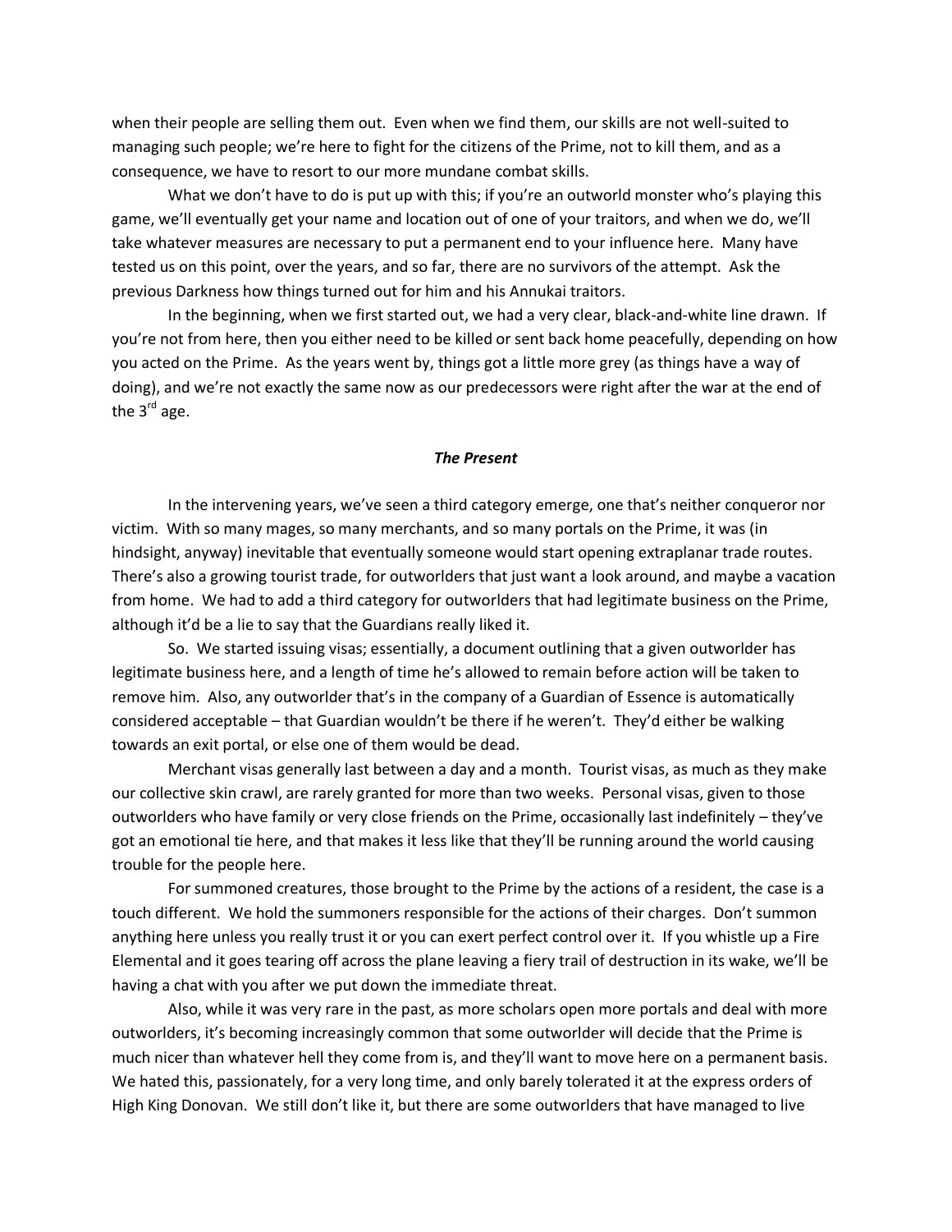when their people are selling them out. Even when we find them, our skills are not well-suited to managing such people; we're here to fight for the citizens of the Prime, not to kill them, and as a consequence, we have to resort to our more mundane combat skills.

What we don't have to do is put up with this; if you're an outworld monster who's playing this game, we'll eventually get your name and location out of one of your traitors, and when we do, we'll take whatever measures are necessary to put a permanent end to your influence here. Many have tested us on this point, over the years, and so far, there are no survivors of the attempt. Ask the previous Darkness how things turned out for him and his Annukai traitors.

In the beginning, when we first started out, we had a very clear, black-and-white line drawn. If you're not from here, then you either need to be killed or sent back home peacefully, depending on how you acted on the Prime. As the years went by, things got a little more grey (as things have a way of doing), and we're not exactly the same now as our predecessors were right after the war at the end of the 3rd age.

### *The Present*

In the intervening years, we've seen a third category emerge, one that's neither conqueror nor victim. With so many mages, so many merchants, and so many portals on the Prime, it was (in hindsight, anyway) inevitable that eventually someone would start opening extraplanar trade routes. There's also a growing tourist trade, for outworlders that just want a look around, and maybe a vacation from home. We had to add a third category for outworlders that had legitimate business on the Prime, although it'd be a lie to say that the Guardians really liked it.

So. We started issuing visas; essentially, a document outlining that a given outworlder has legitimate business here, and a length of time he's allowed to remain before action will be taken to remove him. Also, any outworlder that's in the company of a Guardian of Essence is automatically considered acceptable – that Guardian wouldn't be there if he weren't. They'd either be walking towards an exit portal, or else one of them would be dead.

Merchant visas generally last between a day and a month. Tourist visas, as much as they make our collective skin crawl, are rarely granted for more than two weeks. Personal visas, given to those outworlders who have family or very close friends on the Prime, occasionally last indefinitely – they've got an emotional tie here, and that makes it less like that they'll be running around the world causing trouble for the people here.

For summoned creatures, those brought to the Prime by the actions of a resident, the case is a touch different. We hold the summoners responsible for the actions of their charges. Don't summon anything here unless you really trust it or you can exert perfect control over it. If you whistle up a Fire Elemental and it goes tearing off across the plane leaving a fiery trail of destruction in its wake, we'll be having a chat with you after we put down the immediate threat.

Also, while it was very rare in the past, as more scholars open more portals and deal with more outworlders, it's becoming increasingly common that some outworlder will decide that the Prime is much nicer than whatever hell they come from is, and they'll want to move here on a permanent basis. We hated this, passionately, for a very long time, and only barely tolerated it at the express orders of High King Donovan. We still don't like it, but there are some outworlders that have managed to live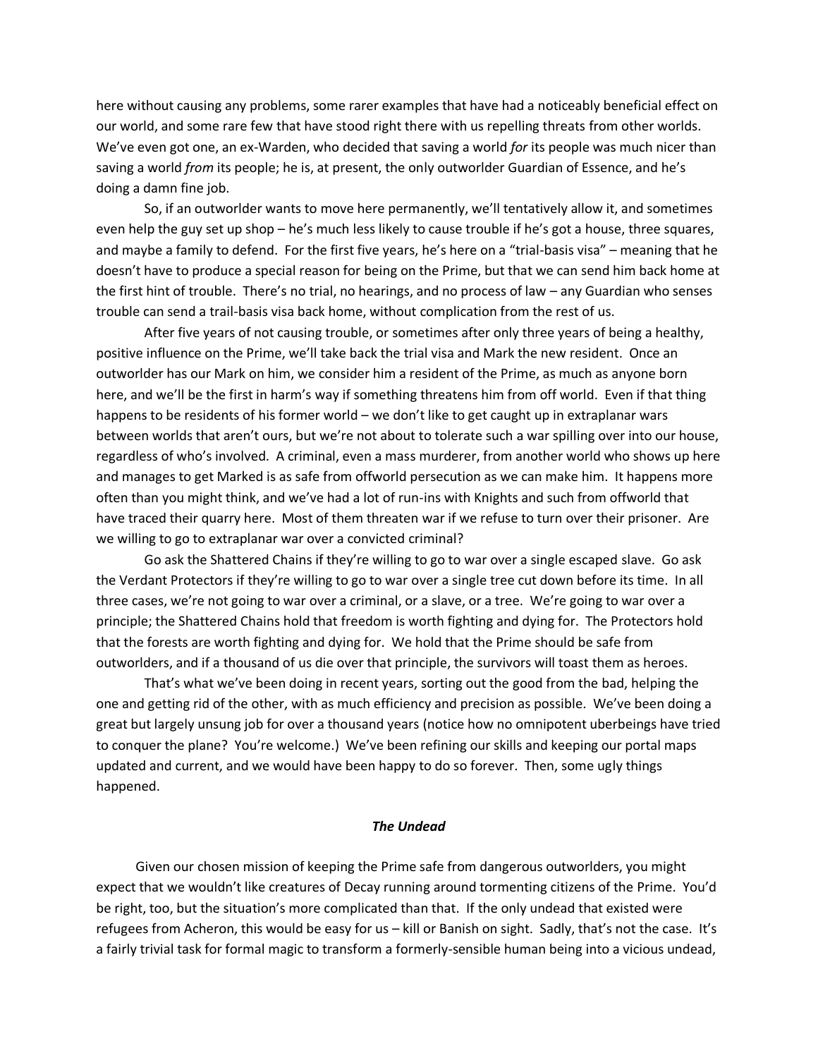here without causing any problems, some rarer examples that have had a noticeably beneficial effect on our world, and some rare few that have stood right there with us repelling threats from other worlds. We've even got one, an ex-Warden, who decided that saving a world *for* its people was much nicer than saving a world *from* its people; he is, at present, the only outworlder Guardian of Essence, and he's doing a damn fine job.

So, if an outworlder wants to move here permanently, we'll tentatively allow it, and sometimes even help the guy set up shop – he's much less likely to cause trouble if he's got a house, three squares, and maybe a family to defend. For the first five years, he's here on a "trial-basis visa" – meaning that he doesn't have to produce a special reason for being on the Prime, but that we can send him back home at the first hint of trouble. There's no trial, no hearings, and no process of law – any Guardian who senses trouble can send a trail-basis visa back home, without complication from the rest of us.

After five years of not causing trouble, or sometimes after only three years of being a healthy, positive influence on the Prime, we'll take back the trial visa and Mark the new resident. Once an outworlder has our Mark on him, we consider him a resident of the Prime, as much as anyone born here, and we'll be the first in harm's way if something threatens him from off world. Even if that thing happens to be residents of his former world – we don't like to get caught up in extraplanar wars between worlds that aren't ours, but we're not about to tolerate such a war spilling over into our house, regardless of who's involved. A criminal, even a mass murderer, from another world who shows up here and manages to get Marked is as safe from offworld persecution as we can make him. It happens more often than you might think, and we've had a lot of run-ins with Knights and such from offworld that have traced their quarry here. Most of them threaten war if we refuse to turn over their prisoner. Are we willing to go to extraplanar war over a convicted criminal?

Go ask the Shattered Chains if they're willing to go to war over a single escaped slave. Go ask the Verdant Protectors if they're willing to go to war over a single tree cut down before its time. In all three cases, we're not going to war over a criminal, or a slave, or a tree. We're going to war over a principle; the Shattered Chains hold that freedom is worth fighting and dying for. The Protectors hold that the forests are worth fighting and dying for. We hold that the Prime should be safe from outworlders, and if a thousand of us die over that principle, the survivors will toast them as heroes.

That's what we've been doing in recent years, sorting out the good from the bad, helping the one and getting rid of the other, with as much efficiency and precision as possible. We've been doing a great but largely unsung job for over a thousand years (notice how no omnipotent uberbeings have tried to conquer the plane? You're welcome.) We've been refining our skills and keeping our portal maps updated and current, and we would have been happy to do so forever. Then, some ugly things happened.

### ***The Undead***

Given our chosen mission of keeping the Prime safe from dangerous outworlders, you might expect that we wouldn't like creatures of Decay running around tormenting citizens of the Prime. You'd be right, too, but the situation's more complicated than that. If the only undead that existed were refugees from Acheron, this would be easy for us – kill or Banish on sight. Sadly, that's not the case. It's a fairly trivial task for formal magic to transform a formerly-sensible human being into a vicious undead,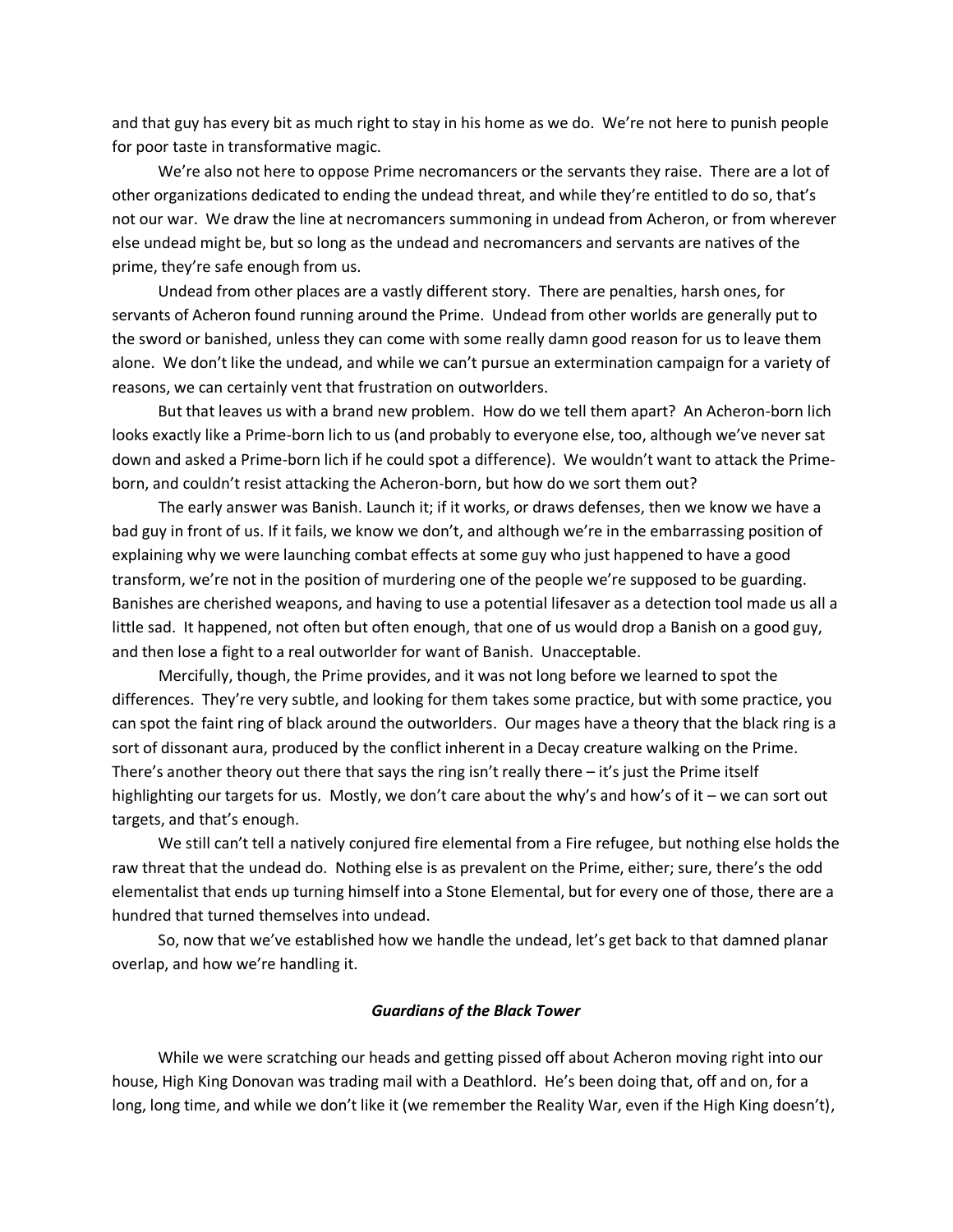and that guy has every bit as much right to stay in his home as we do. We're not here to punish people for poor taste in transformative magic.

We're also not here to oppose Prime necromancers or the servants they raise. There are a lot of other organizations dedicated to ending the undead threat, and while they're entitled to do so, that's not our war. We draw the line at necromancers summoning in undead from Acheron, or from wherever else undead might be, but so long as the undead and necromancers and servants are natives of the prime, they're safe enough from us.

Undead from other places are a vastly different story. There are penalties, harsh ones, for servants of Acheron found running around the Prime. Undead from other worlds are generally put to the sword or banished, unless they can come with some really damn good reason for us to leave them alone. We don't like the undead, and while we can't pursue an extermination campaign for a variety of reasons, we can certainly vent that frustration on outworlders.

But that leaves us with a brand new problem. How do we tell them apart? An Acheron-born lich looks exactly like a Prime-born lich to us (and probably to everyone else, too, although we've never sat down and asked a Prime-born lich if he could spot a difference). We wouldn't want to attack the Prime-born, and couldn't resist attacking the Acheron-born, but how do we sort them out?

The early answer was Banish. Launch it; if it works, or draws defenses, then we know we have a bad guy in front of us. If it fails, we know we don't, and although we're in the embarrassing position of explaining why we were launching combat effects at some guy who just happened to have a good transform, we're not in the position of murdering one of the people we're supposed to be guarding. Banishes are cherished weapons, and having to use a potential lifesaver as a detection tool made us all a little sad. It happened, not often but often enough, that one of us would drop a Banish on a good guy, and then lose a fight to a real outworlder for want of Banish. Unacceptable.

Mercifully, though, the Prime provides, and it was not long before we learned to spot the differences. They're very subtle, and looking for them takes some practice, but with some practice, you can spot the faint ring of black around the outworlders. Our mages have a theory that the black ring is a sort of dissonant aura, produced by the conflict inherent in a Decay creature walking on the Prime. There's another theory out there that says the ring isn't really there – it's just the Prime itself highlighting our targets for us. Mostly, we don't care about the why's and how's of it – we can sort out targets, and that's enough.

We still can't tell a natively conjured fire elemental from a Fire refugee, but nothing else holds the raw threat that the undead do. Nothing else is as prevalent on the Prime, either; sure, there's the odd elementalist that ends up turning himself into a Stone Elemental, but for every one of those, there are a hundred that turned themselves into undead.

So, now that we've established how we handle the undead, let's get back to that damned planar overlap, and how we're handling it.

### *Guardians of the Black Tower*

While we were scratching our heads and getting pissed off about Acheron moving right into our house, High King Donovan was trading mail with a Deathlord. He's been doing that, off and on, for a long, long time, and while we don't like it (we remember the Reality War, even if the High King doesn't),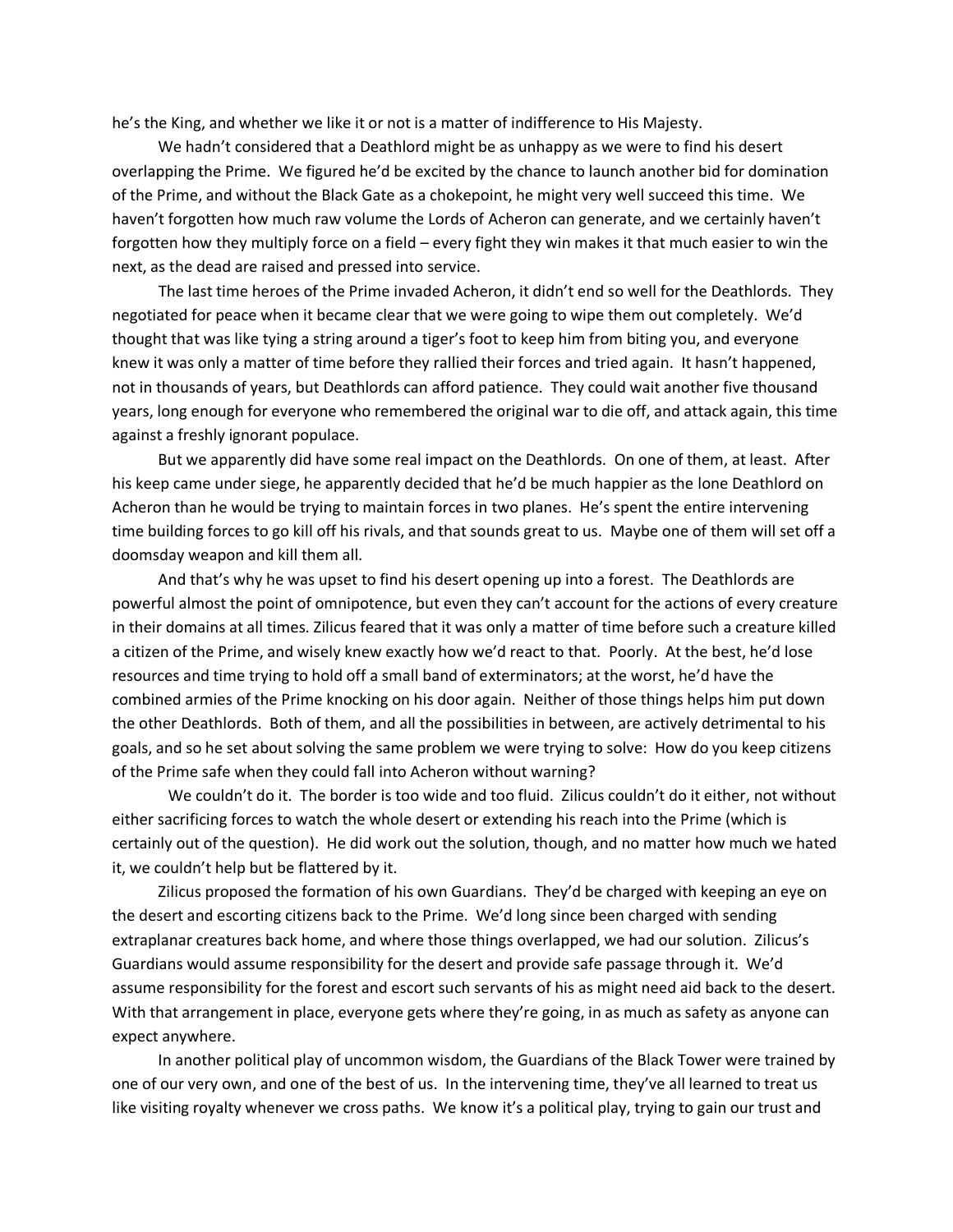he's the King, and whether we like it or not is a matter of indifference to His Majesty.

We hadn't considered that a Deathlord might be as unhappy as we were to find his desert overlapping the Prime. We figured he'd be excited by the chance to launch another bid for domination of the Prime, and without the Black Gate as a chokepoint, he might very well succeed this time. We haven't forgotten how much raw volume the Lords of Acheron can generate, and we certainly haven't forgotten how they multiply force on a field – every fight they win makes it that much easier to win the next, as the dead are raised and pressed into service.

The last time heroes of the Prime invaded Acheron, it didn't end so well for the Deathlords. They negotiated for peace when it became clear that we were going to wipe them out completely. We'd thought that was like tying a string around a tiger's foot to keep him from biting you, and everyone knew it was only a matter of time before they rallied their forces and tried again. It hasn't happened, not in thousands of years, but Deathlords can afford patience. They could wait another five thousand years, long enough for everyone who remembered the original war to die off, and attack again, this time against a freshly ignorant populace.

But we apparently did have some real impact on the Deathlords. On one of them, at least. After his keep came under siege, he apparently decided that he'd be much happier as the lone Deathlord on Acheron than he would be trying to maintain forces in two planes. He's spent the entire intervening time building forces to go kill off his rivals, and that sounds great to us. Maybe one of them will set off a doomsday weapon and kill them all.

And that's why he was upset to find his desert opening up into a forest. The Deathlords are powerful almost the point of omnipotence, but even they can't account for the actions of every creature in their domains at all times. Zilicus feared that it was only a matter of time before such a creature killed a citizen of the Prime, and wisely knew exactly how we'd react to that. Poorly. At the best, he'd lose resources and time trying to hold off a small band of exterminators; at the worst, he'd have the combined armies of the Prime knocking on his door again. Neither of those things helps him put down the other Deathlords. Both of them, and all the possibilities in between, are actively detrimental to his goals, and so he set about solving the same problem we were trying to solve: How do you keep citizens of the Prime safe when they could fall into Acheron without warning?

We couldn't do it. The border is too wide and too fluid. Zilicus couldn't do it either, not without either sacrificing forces to watch the whole desert or extending his reach into the Prime (which is certainly out of the question). He did work out the solution, though, and no matter how much we hated it, we couldn't help but be flattered by it.

Zilicus proposed the formation of his own Guardians. They'd be charged with keeping an eye on the desert and escorting citizens back to the Prime. We'd long since been charged with sending extraplanar creatures back home, and where those things overlapped, we had our solution. Zilicus's Guardians would assume responsibility for the desert and provide safe passage through it. We'd assume responsibility for the forest and escort such servants of his as might need aid back to the desert. With that arrangement in place, everyone gets where they're going, in as much as safety as anyone can expect anywhere.

In another political play of uncommon wisdom, the Guardians of the Black Tower were trained by one of our very own, and one of the best of us. In the intervening time, they've all learned to treat us like visiting royalty whenever we cross paths. We know it's a political play, trying to gain our trust and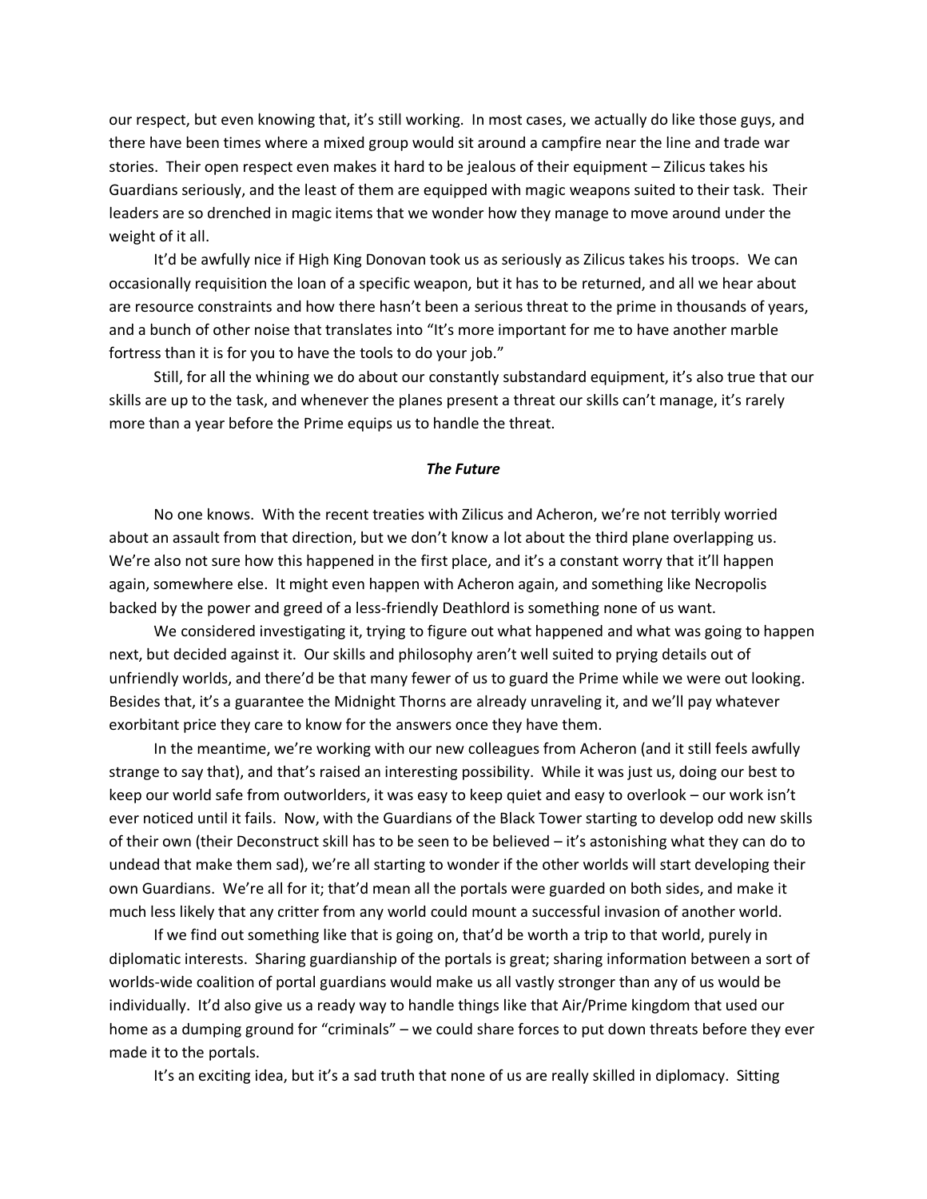our respect, but even knowing that, it's still working. In most cases, we actually do like those guys, and there have been times where a mixed group would sit around a campfire near the line and trade war stories. Their open respect even makes it hard to be jealous of their equipment – Zilicus takes his Guardians seriously, and the least of them are equipped with magic weapons suited to their task. Their leaders are so drenched in magic items that we wonder how they manage to move around under the weight of it all.

It'd be awfully nice if High King Donovan took us as seriously as Zilicus takes his troops. We can occasionally requisition the loan of a specific weapon, but it has to be returned, and all we hear about are resource constraints and how there hasn't been a serious threat to the prime in thousands of years, and a bunch of other noise that translates into "It's more important for me to have another marble fortress than it is for you to have the tools to do your job."

Still, for all the whining we do about our constantly substandard equipment, it's also true that our skills are up to the task, and whenever the planes present a threat our skills can't manage, it's rarely more than a year before the Prime equips us to handle the threat.

### *The Future*

No one knows. With the recent treaties with Zilicus and Acheron, we're not terribly worried about an assault from that direction, but we don't know a lot about the third plane overlapping us. We're also not sure how this happened in the first place, and it's a constant worry that it'll happen again, somewhere else. It might even happen with Acheron again, and something like Necropolis backed by the power and greed of a less-friendly Deathlord is something none of us want.

We considered investigating it, trying to figure out what happened and what was going to happen next, but decided against it. Our skills and philosophy aren't well suited to prying details out of unfriendly worlds, and there'd be that many fewer of us to guard the Prime while we were out looking. Besides that, it's a guarantee the Midnight Thorns are already unraveling it, and we'll pay whatever exorbitant price they care to know for the answers once they have them.

In the meantime, we're working with our new colleagues from Acheron (and it still feels awfully strange to say that), and that's raised an interesting possibility. While it was just us, doing our best to keep our world safe from outworlders, it was easy to keep quiet and easy to overlook – our work isn't ever noticed until it fails. Now, with the Guardians of the Black Tower starting to develop odd new skills of their own (their Deconstruct skill has to be seen to be believed – it's astonishing what they can do to undead that make them sad), we're all starting to wonder if the other worlds will start developing their own Guardians. We're all for it; that'd mean all the portals were guarded on both sides, and make it much less likely that any critter from any world could mount a successful invasion of another world.

If we find out something like that is going on, that'd be worth a trip to that world, purely in diplomatic interests. Sharing guardianship of the portals is great; sharing information between a sort of worlds-wide coalition of portal guardians would make us all vastly stronger than any of us would be individually. It'd also give us a ready way to handle things like that Air/Prime kingdom that used our home as a dumping ground for "criminals" – we could share forces to put down threats before they ever made it to the portals.

It's an exciting idea, but it's a sad truth that none of us are really skilled in diplomacy. Sitting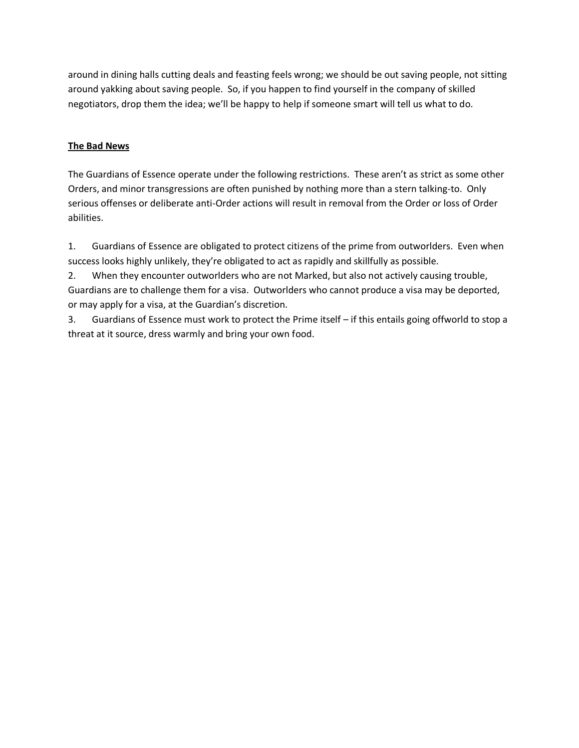around in dining halls cutting deals and feasting feels wrong; we should be out saving people, not sitting around yakking about saving people. So, if you happen to find yourself in the company of skilled negotiators, drop them the idea; we'll be happy to help if someone smart will tell us what to do.

**The Bad News**

The Guardians of Essence operate under the following restrictions. These aren't as strict as some other Orders, and minor transgressions are often punished by nothing more than a stern talking-to. Only serious offenses or deliberate anti-Order actions will result in removal from the Order or loss of Order abilities.

1. Guardians of Essence are obligated to protect citizens of the prime from outworlders. Even when success looks highly unlikely, they're obligated to act as rapidly and skillfully as possible.
2. When they encounter outworlders who are not Marked, but also not actively causing trouble, Guardians are to challenge them for a visa. Outworlders who cannot produce a visa may be deported, or may apply for a visa, at the Guardian's discretion.
3. Guardians of Essence must work to protect the Prime itself – if this entails going offworld to stop a threat at it source, dress warmly and bring your own food.